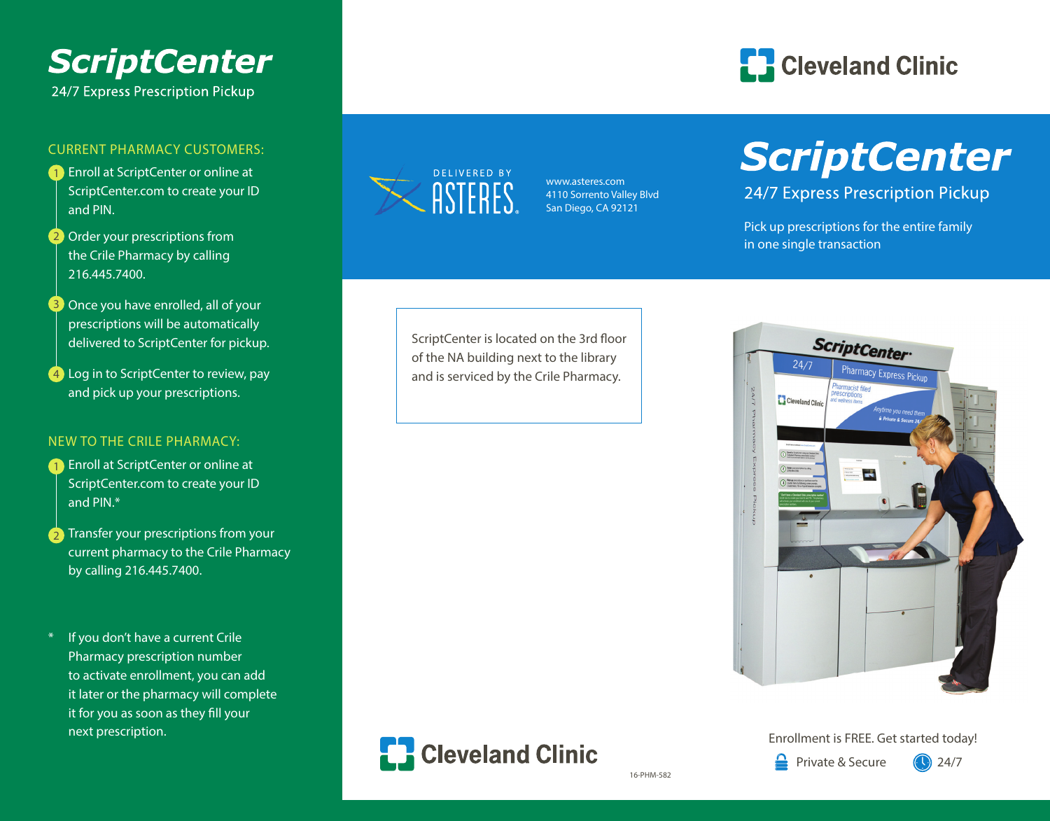# ScriptCenter

24/7 Express Prescription Pickup

## CURRENT PHARMACY CUSTOMERS:

1. Enroll at ScriptCenter or online at ScriptCenter.com to create your ID and PIN.
2. Order your prescriptions from the Crile Pharmacy by calling 216.445.7400.
3. Once you have enrolled, all of your prescriptions will be automatically delivered to ScriptCenter for pickup.
4. Log in to ScriptCenter to review, pay and pick up your prescriptions.

## NEW TO THE CRILE PHARMACY:

1. Enroll at ScriptCenter or online at ScriptCenter.com to create your ID and PIN.*
2. Transfer your prescriptions from your current pharmacy to the Crile Pharmacy by calling 216.445.7400.

\* If you don't have a current Crile Pharmacy prescription number to activate enrollment, you can add it later or the pharmacy will complete it for you as soon as they fill your next prescription.

Cleveland Clinic

DELIVERED BY ASTERES

www.asteres.com
4110 Sorrento Valley Blvd
San Diego, CA 92121

# ScriptCenter

24/7 Express Prescription Pickup

Pick up prescriptions for the entire family in one single transaction

ScriptCenter is located on the 3rd floor of the NA building next to the library and is serviced by the Crile Pharmacy.

Cleveland Clinic

16-PHM-582

Enrollment is FREE. Get started today!

Private & Secure 24/7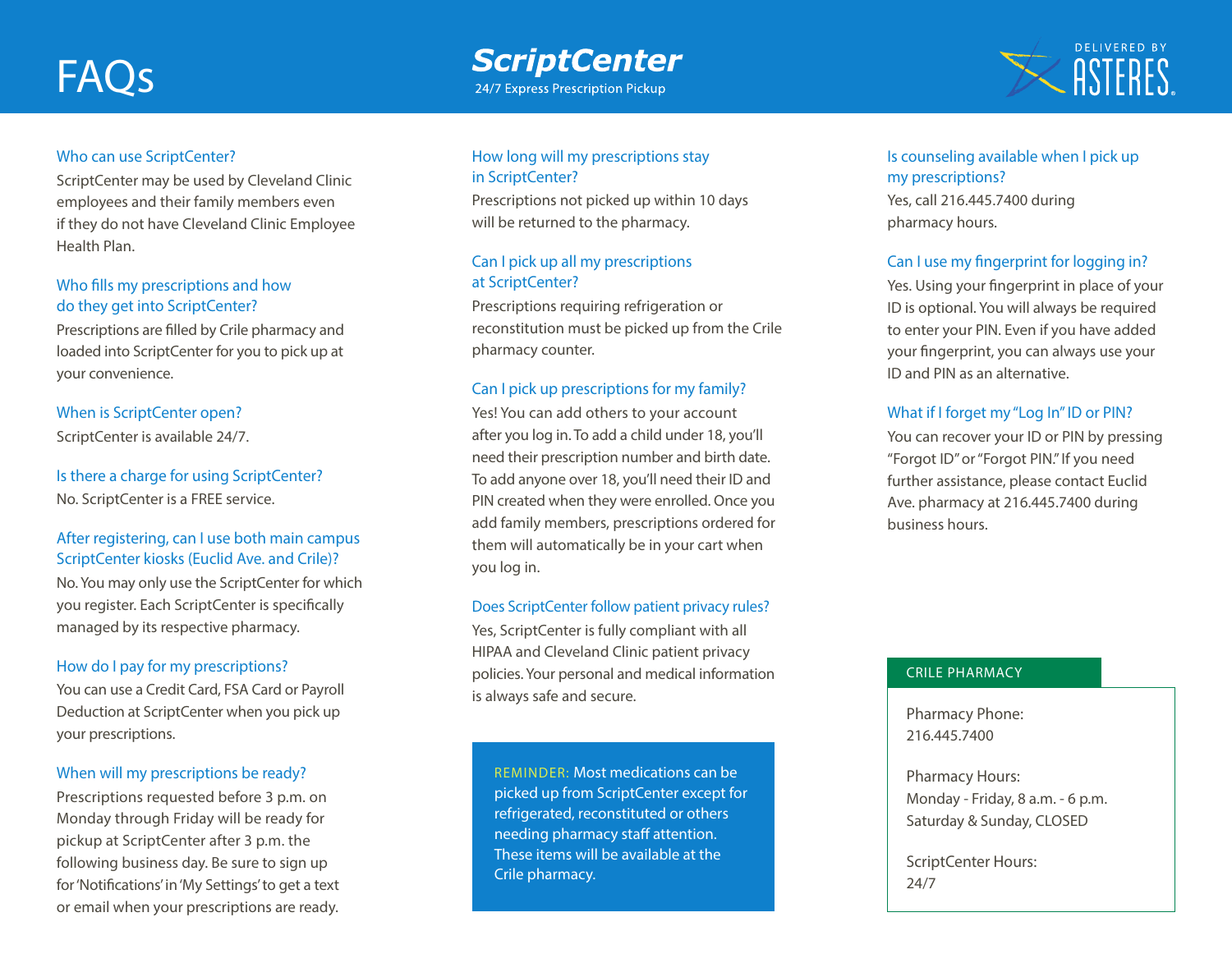# FAQs

**ScriptCenter**
24/7 Express Prescription Pickup

DELIVERED BY ASTERES

### Who can use ScriptCenter?

ScriptCenter may be used by Cleveland Clinic employees and their family members even if they do not have Cleveland Clinic Employee Health Plan.

### Who fills my prescriptions and how do they get into ScriptCenter?

Prescriptions are filled by Crile pharmacy and loaded into ScriptCenter for you to pick up at your convenience.

### When is ScriptCenter open?

ScriptCenter is available 24/7.

### Is there a charge for using ScriptCenter?

No. ScriptCenter is a FREE service.

### After registering, can I use both main campus ScriptCenter kiosks (Euclid Ave. and Crile)?

No. You may only use the ScriptCenter for which you register. Each ScriptCenter is specifically managed by its respective pharmacy.

### How do I pay for my prescriptions?

You can use a Credit Card, FSA Card or Payroll Deduction at ScriptCenter when you pick up your prescriptions.

### When will my prescriptions be ready?

Prescriptions requested before 3 p.m. on Monday through Friday will be ready for pickup at ScriptCenter after 3 p.m. the following business day. Be sure to sign up for 'Notifications' in 'My Settings' to get a text or email when your prescriptions are ready.

### How long will my prescriptions stay in ScriptCenter?

Prescriptions not picked up within 10 days will be returned to the pharmacy.

### Can I pick up all my prescriptions at ScriptCenter?

Prescriptions requiring refrigeration or reconstitution must be picked up from the Crile pharmacy counter.

### Can I pick up prescriptions for my family?

Yes! You can add others to your account after you log in. To add a child under 18, you'll need their prescription number and birth date. To add anyone over 18, you'll need their ID and PIN created when they were enrolled. Once you add family members, prescriptions ordered for them will automatically be in your cart when you log in.

### Does ScriptCenter follow patient privacy rules?

Yes, ScriptCenter is fully compliant with all HIPAA and Cleveland Clinic patient privacy policies. Your personal and medical information is always safe and secure.

> REMINDER: Most medications can be picked up from ScriptCenter except for refrigerated, reconstituted or others needing pharmacy staff attention. These items will be available at the Crile pharmacy.

### Is counseling available when I pick up my prescriptions?

Yes, call 216.445.7400 during pharmacy hours.

### Can I use my fingerprint for logging in?

Yes. Using your fingerprint in place of your ID is optional. You will always be required to enter your PIN. Even if you have added your fingerprint, you can always use your ID and PIN as an alternative.

### What if I forget my "Log In" ID or PIN?

You can recover your ID or PIN by pressing "Forgot ID" or "Forgot PIN." If you need further assistance, please contact Euclid Ave. pharmacy at 216.445.7400 during business hours.

### CRILE PHARMACY

Pharmacy Phone:
216.445.7400

Pharmacy Hours:
Monday - Friday, 8 a.m. - 6 p.m.
Saturday & Sunday, CLOSED

ScriptCenter Hours:
24/7